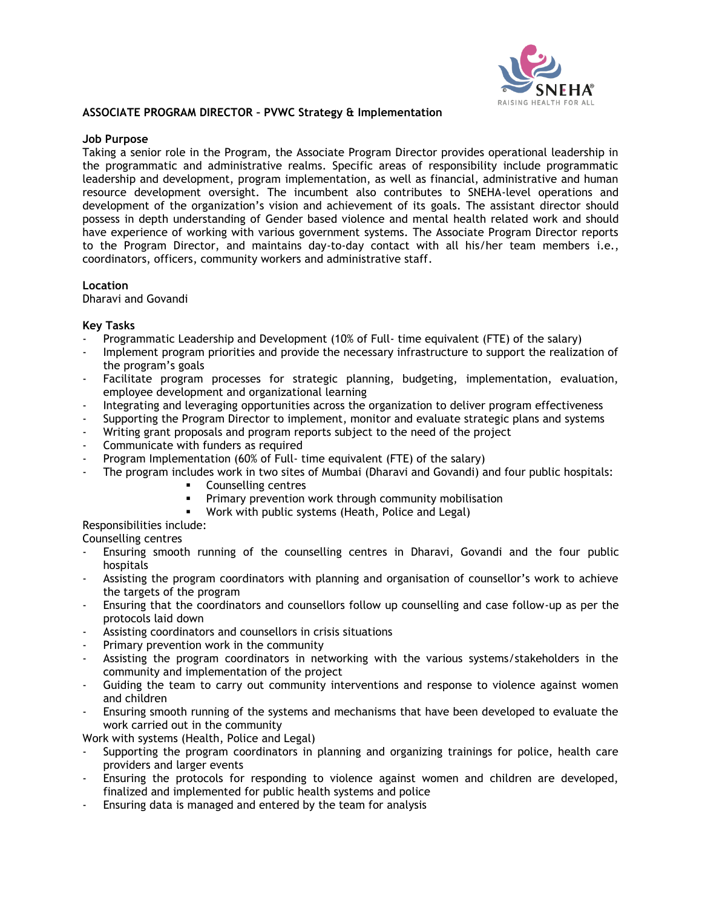**ASSOCIATE PROGRAM DIRECTOR – PVWC Strategy & Implementation**

**Job Purpose**

Taking a senior role in the Program, the Associate Program Director provides operational leadership in the programmatic and administrative realms. Specific areas of responsibility include programmatic leadership and development, program implementation, as well as financial, administrative and human resource development oversight. The incumbent also contributes to SNEHA-level operations and development of the organization's vision and achievement of its goals. The assistant director should possess in depth understanding of Gender based violence and mental health related work and should have experience of working with various government systems. The Associate Program Director reports to the Program Director, and maintains day-to-day contact with all his/her team members i.e., coordinators, officers, community workers and administrative staff.

**Location**

Dharavi and Govandi

**Key Tasks**

- Programmatic Leadership and Development (10% of Full- time equivalent (FTE) of the salary)
- Implement program priorities and provide the necessary infrastructure to support the realization of the program's goals
- Facilitate program processes for strategic planning, budgeting, implementation, evaluation, employee development and organizational learning
- Integrating and leveraging opportunities across the organization to deliver program effectiveness
- Supporting the Program Director to implement, monitor and evaluate strategic plans and systems
- Writing grant proposals and program reports subject to the need of the project
- Communicate with funders as required
- Program Implementation (60% of Full- time equivalent (FTE) of the salary)
- The program includes work in two sites of Mumbai (Dharavi and Govandi) and four public hospitals:
    - Counselling centres
    - Primary prevention work through community mobilisation
    - Work with public systems (Heath, Police and Legal)

Responsibilities include:

Counselling centres

- Ensuring smooth running of the counselling centres in Dharavi, Govandi and the four public hospitals
- Assisting the program coordinators with planning and organisation of counsellor's work to achieve the targets of the program
- Ensuring that the coordinators and counsellors follow up counselling and case follow-up as per the protocols laid down
- Assisting coordinators and counsellors in crisis situations
- Primary prevention work in the community
- Assisting the program coordinators in networking with the various systems/stakeholders in the community and implementation of the project
- Guiding the team to carry out community interventions and response to violence against women and children
- Ensuring smooth running of the systems and mechanisms that have been developed to evaluate the work carried out in the community

Work with systems (Health, Police and Legal)

- Supporting the program coordinators in planning and organizing trainings for police, health care providers and larger events
- Ensuring the protocols for responding to violence against women and children are developed, finalized and implemented for public health systems and police
- Ensuring data is managed and entered by the team for analysis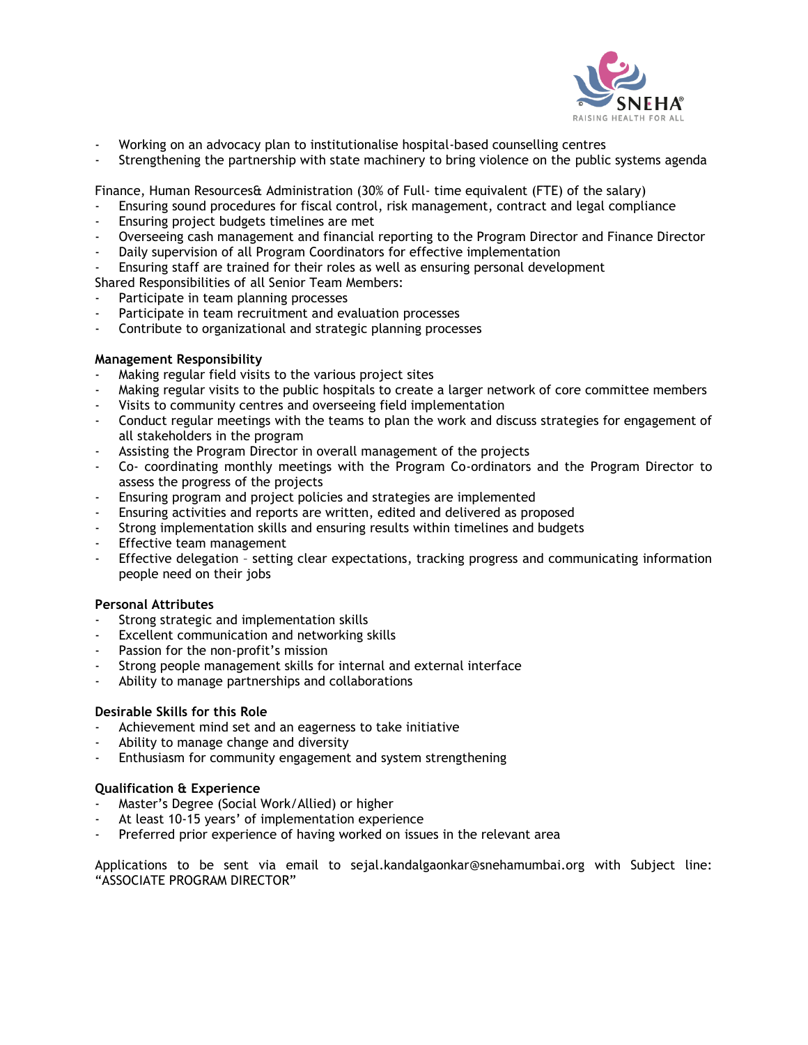- Working on an advocacy plan to institutionalise hospital-based counselling centres
- Strengthening the partnership with state machinery to bring violence on the public systems agenda

Finance, Human Resources& Administration (30% of Full- time equivalent (FTE) of the salary)

- Ensuring sound procedures for fiscal control, risk management, contract and legal compliance
- Ensuring project budgets timelines are met
- Overseeing cash management and financial reporting to the Program Director and Finance Director
- Daily supervision of all Program Coordinators for effective implementation
- Ensuring staff are trained for their roles as well as ensuring personal development

Shared Responsibilities of all Senior Team Members:

- Participate in team planning processes
- Participate in team recruitment and evaluation processes
- Contribute to organizational and strategic planning processes

**Management Responsibility**

- Making regular field visits to the various project sites
- Making regular visits to the public hospitals to create a larger network of core committee members
- Visits to community centres and overseeing field implementation
- Conduct regular meetings with the teams to plan the work and discuss strategies for engagement of all stakeholders in the program
- Assisting the Program Director in overall management of the projects
- Co- coordinating monthly meetings with the Program Co-ordinators and the Program Director to assess the progress of the projects
- Ensuring program and project policies and strategies are implemented
- Ensuring activities and reports are written, edited and delivered as proposed
- Strong implementation skills and ensuring results within timelines and budgets
- Effective team management
- Effective delegation – setting clear expectations, tracking progress and communicating information people need on their jobs

**Personal Attributes**

- Strong strategic and implementation skills
- Excellent communication and networking skills
- Passion for the non-profit's mission
- Strong people management skills for internal and external interface
- Ability to manage partnerships and collaborations

**Desirable Skills for this Role**

- Achievement mind set and an eagerness to take initiative
- Ability to manage change and diversity
- Enthusiasm for community engagement and system strengthening

**Qualification & Experience**

- Master's Degree (Social Work/Allied) or higher
- At least 10-15 years' of implementation experience
- Preferred prior experience of having worked on issues in the relevant area

Applications to be sent via email to sejal.kandalgaonkar@snehamumbai.org with Subject line: "ASSOCIATE PROGRAM DIRECTOR"